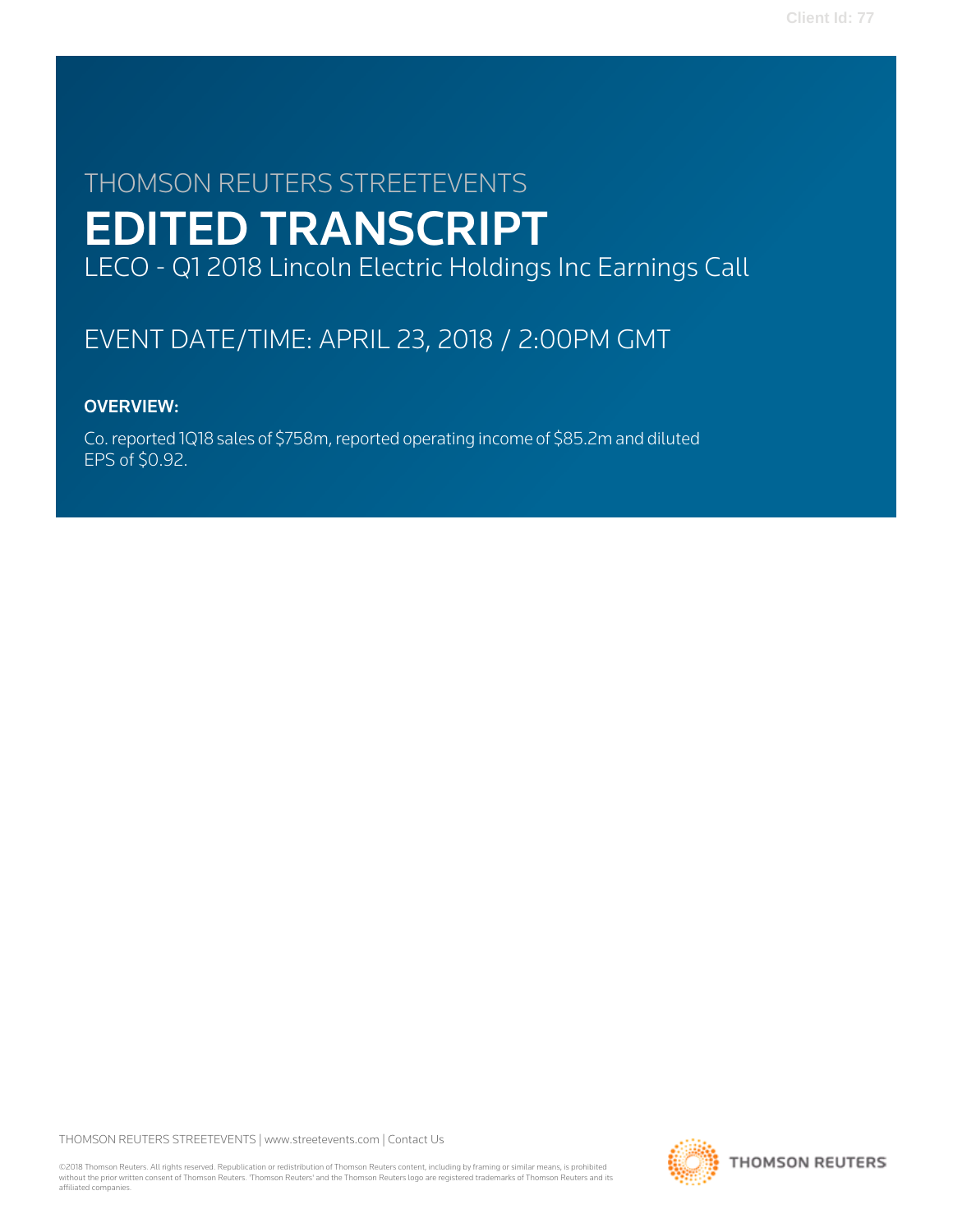THOMSON REUTERS STREETEVENTS

# EDITED TRANSCRIPT

LECO - Q1 2018 Lincoln Electric Holdings Inc Earnings Call

EVENT DATE/TIME: APRIL 23, 2018 / 2:00PM GMT

**OVERVIEW:**

Co. reported 1Q18 sales of $758m, reported operating income of $85.2m and diluted EPS of $0.92.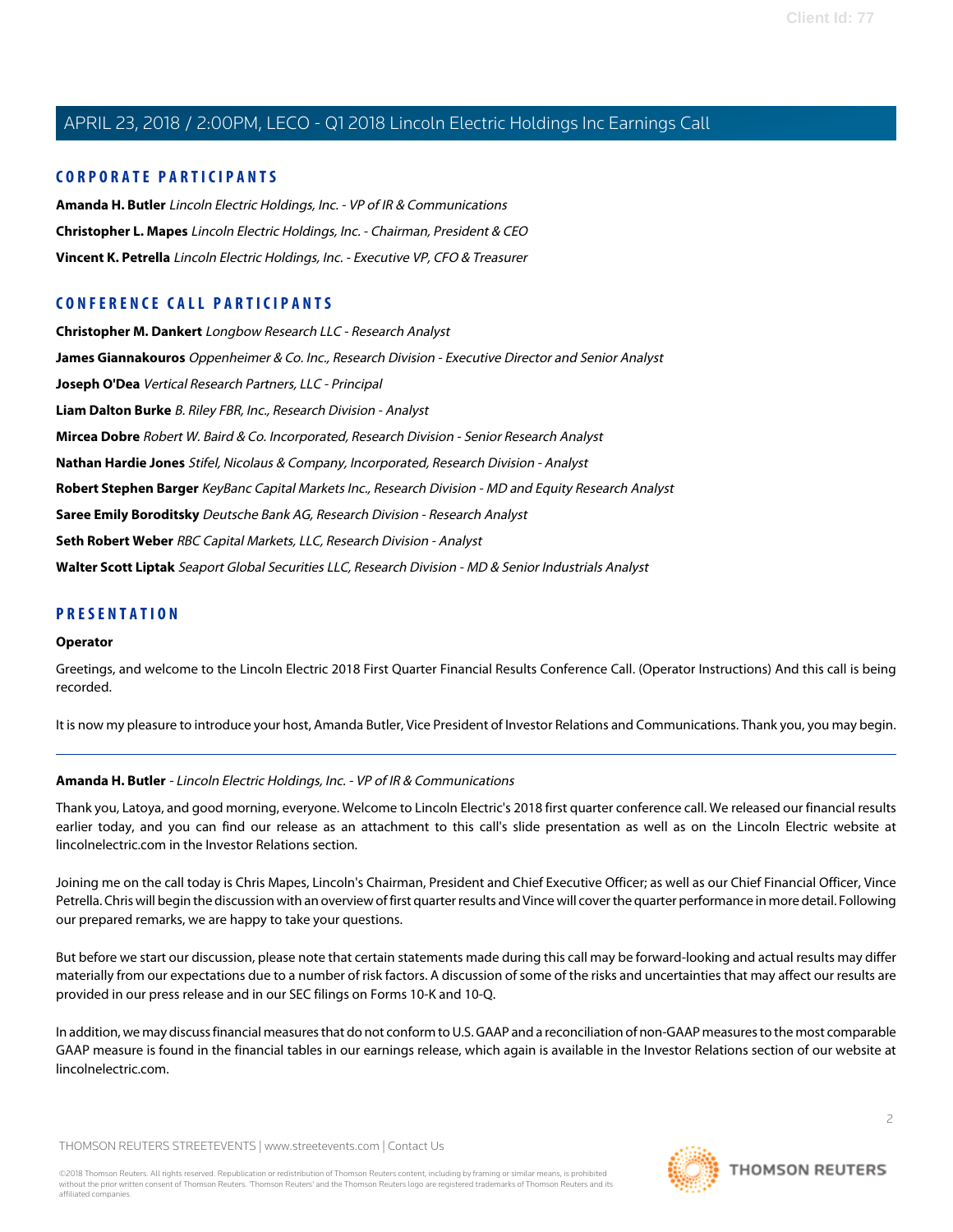## CORPORATE PARTICIPANTS

**Amanda H. Butler** *Lincoln Electric Holdings, Inc. - VP of IR & Communications*

**Christopher L. Mapes** *Lincoln Electric Holdings, Inc. - Chairman, President & CEO*

**Vincent K. Petrella** *Lincoln Electric Holdings, Inc. - Executive VP, CFO & Treasurer*

## CONFERENCE CALL PARTICIPANTS

**Christopher M. Dankert** *Longbow Research LLC - Research Analyst*

**James Giannakouros** *Oppenheimer & Co. Inc., Research Division - Executive Director and Senior Analyst*

**Joseph O'Dea** *Vertical Research Partners, LLC - Principal*

**Liam Dalton Burke** *B. Riley FBR, Inc., Research Division - Analyst*

**Mircea Dobre** *Robert W. Baird & Co. Incorporated, Research Division - Senior Research Analyst*

**Nathan Hardie Jones** *Stifel, Nicolaus & Company, Incorporated, Research Division - Analyst*

**Robert Stephen Barger** *KeyBanc Capital Markets Inc., Research Division - MD and Equity Research Analyst*

**Saree Emily Boroditsky** *Deutsche Bank AG, Research Division - Research Analyst*

**Seth Robert Weber** *RBC Capital Markets, LLC, Research Division - Analyst*

**Walter Scott Liptak** *Seaport Global Securities LLC, Research Division - MD & Senior Industrials Analyst*

## PRESENTATION

**Operator**

Greetings, and welcome to the Lincoln Electric 2018 First Quarter Financial Results Conference Call. (Operator Instructions) And this call is being recorded.

It is now my pleasure to introduce your host, Amanda Butler, Vice President of Investor Relations and Communications. Thank you, you may begin.

---

**Amanda H. Butler** - *Lincoln Electric Holdings, Inc. - VP of IR & Communications*

Thank you, Latoya, and good morning, everyone. Welcome to Lincoln Electric's 2018 first quarter conference call. We released our financial results earlier today, and you can find our release as an attachment to this call's slide presentation as well as on the Lincoln Electric website at lincolnelectric.com in the Investor Relations section.

Joining me on the call today is Chris Mapes, Lincoln's Chairman, President and Chief Executive Officer; as well as our Chief Financial Officer, Vince Petrella. Chris will begin the discussion with an overview of first quarter results and Vince will cover the quarter performance in more detail. Following our prepared remarks, we are happy to take your questions.

But before we start our discussion, please note that certain statements made during this call may be forward-looking and actual results may differ materially from our expectations due to a number of risk factors. A discussion of some of the risks and uncertainties that may affect our results are provided in our press release and in our SEC filings on Forms 10-K and 10-Q.

In addition, we may discuss financial measures that do not conform to U.S. GAAP and a reconciliation of non-GAAP measures to the most comparable GAAP measure is found in the financial tables in our earnings release, which again is available in the Investor Relations section of our website at lincolnelectric.com.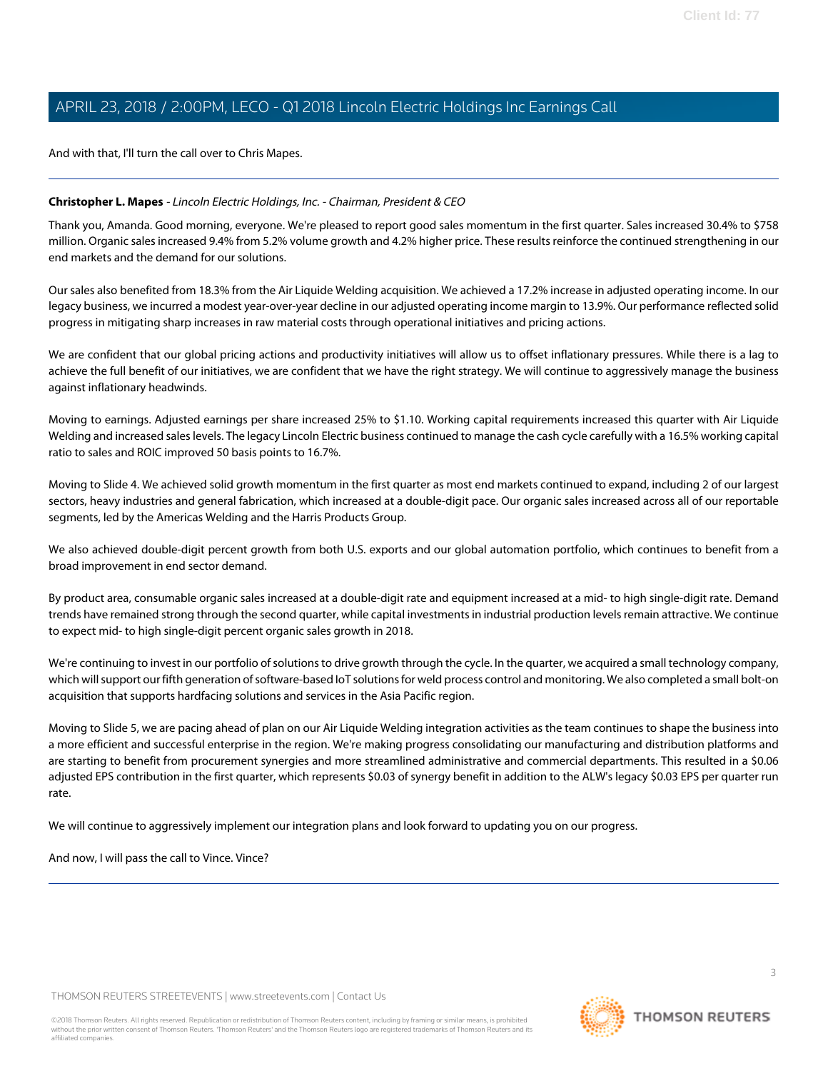And with that, I'll turn the call over to Chris Mapes.

---

**Christopher L. Mapes** - *Lincoln Electric Holdings, Inc. - Chairman, President & CEO*

Thank you, Amanda. Good morning, everyone. We're pleased to report good sales momentum in the first quarter. Sales increased 30.4% to $758 million. Organic sales increased 9.4% from 5.2% volume growth and 4.2% higher price. These results reinforce the continued strengthening in our end markets and the demand for our solutions.

Our sales also benefited from 18.3% from the Air Liquide Welding acquisition. We achieved a 17.2% increase in adjusted operating income. In our legacy business, we incurred a modest year-over-year decline in our adjusted operating income margin to 13.9%. Our performance reflected solid progress in mitigating sharp increases in raw material costs through operational initiatives and pricing actions.

We are confident that our global pricing actions and productivity initiatives will allow us to offset inflationary pressures. While there is a lag to achieve the full benefit of our initiatives, we are confident that we have the right strategy. We will continue to aggressively manage the business against inflationary headwinds.

Moving to earnings. Adjusted earnings per share increased 25% to $1.10. Working capital requirements increased this quarter with Air Liquide Welding and increased sales levels. The legacy Lincoln Electric business continued to manage the cash cycle carefully with a 16.5% working capital ratio to sales and ROIC improved 50 basis points to 16.7%.

Moving to Slide 4. We achieved solid growth momentum in the first quarter as most end markets continued to expand, including 2 of our largest sectors, heavy industries and general fabrication, which increased at a double-digit pace. Our organic sales increased across all of our reportable segments, led by the Americas Welding and the Harris Products Group.

We also achieved double-digit percent growth from both U.S. exports and our global automation portfolio, which continues to benefit from a broad improvement in end sector demand.

By product area, consumable organic sales increased at a double-digit rate and equipment increased at a mid- to high single-digit rate. Demand trends have remained strong through the second quarter, while capital investments in industrial production levels remain attractive. We continue to expect mid- to high single-digit percent organic sales growth in 2018.

We're continuing to invest in our portfolio of solutions to drive growth through the cycle. In the quarter, we acquired a small technology company, which will support our fifth generation of software-based IoT solutions for weld process control and monitoring. We also completed a small bolt-on acquisition that supports hardfacing solutions and services in the Asia Pacific region.

Moving to Slide 5, we are pacing ahead of plan on our Air Liquide Welding integration activities as the team continues to shape the business into a more efficient and successful enterprise in the region. We're making progress consolidating our manufacturing and distribution platforms and are starting to benefit from procurement synergies and more streamlined administrative and commercial departments. This resulted in a $0.06 adjusted EPS contribution in the first quarter, which represents $0.03 of synergy benefit in addition to the ALW's legacy $0.03 EPS per quarter run rate.

We will continue to aggressively implement our integration plans and look forward to updating you on our progress.

And now, I will pass the call to Vince. Vince?

---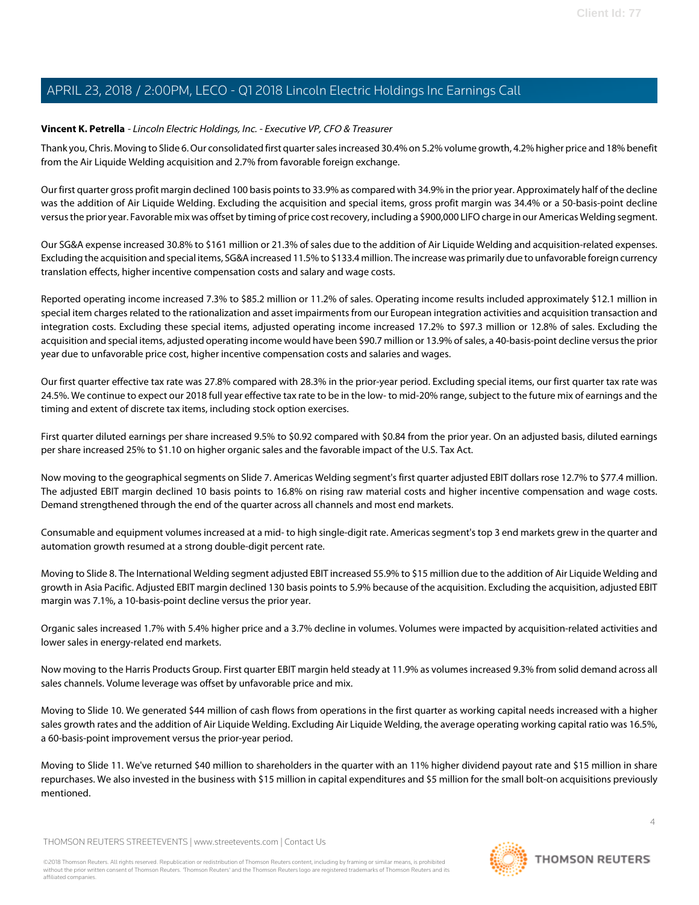**Vincent K. Petrella** - *Lincoln Electric Holdings, Inc. - Executive VP, CFO & Treasurer*

Thank you, Chris. Moving to Slide 6. Our consolidated first quarter sales increased 30.4% on 5.2% volume growth, 4.2% higher price and 18% benefit from the Air Liquide Welding acquisition and 2.7% from favorable foreign exchange.

Our first quarter gross profit margin declined 100 basis points to 33.9% as compared with 34.9% in the prior year. Approximately half of the decline was the addition of Air Liquide Welding. Excluding the acquisition and special items, gross profit margin was 34.4% or a 50-basis-point decline versus the prior year. Favorable mix was offset by timing of price cost recovery, including a $900,000 LIFO charge in our Americas Welding segment.

Our SG&A expense increased 30.8% to $161 million or 21.3% of sales due to the addition of Air Liquide Welding and acquisition-related expenses. Excluding the acquisition and special items, SG&A increased 11.5% to $133.4 million. The increase was primarily due to unfavorable foreign currency translation effects, higher incentive compensation costs and salary and wage costs.

Reported operating income increased 7.3% to $85.2 million or 11.2% of sales. Operating income results included approximately $12.1 million in special item charges related to the rationalization and asset impairments from our European integration activities and acquisition transaction and integration costs. Excluding these special items, adjusted operating income increased 17.2% to $97.3 million or 12.8% of sales. Excluding the acquisition and special items, adjusted operating income would have been $90.7 million or 13.9% of sales, a 40-basis-point decline versus the prior year due to unfavorable price cost, higher incentive compensation costs and salaries and wages.

Our first quarter effective tax rate was 27.8% compared with 28.3% in the prior-year period. Excluding special items, our first quarter tax rate was 24.5%. We continue to expect our 2018 full year effective tax rate to be in the low- to mid-20% range, subject to the future mix of earnings and the timing and extent of discrete tax items, including stock option exercises.

First quarter diluted earnings per share increased 9.5% to $0.92 compared with $0.84 from the prior year. On an adjusted basis, diluted earnings per share increased 25% to $1.10 on higher organic sales and the favorable impact of the U.S. Tax Act.

Now moving to the geographical segments on Slide 7. Americas Welding segment's first quarter adjusted EBIT dollars rose 12.7% to $77.4 million. The adjusted EBIT margin declined 10 basis points to 16.8% on rising raw material costs and higher incentive compensation and wage costs. Demand strengthened through the end of the quarter across all channels and most end markets.

Consumable and equipment volumes increased at a mid- to high single-digit rate. Americas segment's top 3 end markets grew in the quarter and automation growth resumed at a strong double-digit percent rate.

Moving to Slide 8. The International Welding segment adjusted EBIT increased 55.9% to $15 million due to the addition of Air Liquide Welding and growth in Asia Pacific. Adjusted EBIT margin declined 130 basis points to 5.9% because of the acquisition. Excluding the acquisition, adjusted EBIT margin was 7.1%, a 10-basis-point decline versus the prior year.

Organic sales increased 1.7% with 5.4% higher price and a 3.7% decline in volumes. Volumes were impacted by acquisition-related activities and lower sales in energy-related end markets.

Now moving to the Harris Products Group. First quarter EBIT margin held steady at 11.9% as volumes increased 9.3% from solid demand across all sales channels. Volume leverage was offset by unfavorable price and mix.

Moving to Slide 10. We generated $44 million of cash flows from operations in the first quarter as working capital needs increased with a higher sales growth rates and the addition of Air Liquide Welding. Excluding Air Liquide Welding, the average operating working capital ratio was 16.5%, a 60-basis-point improvement versus the prior-year period.

Moving to Slide 11. We've returned $40 million to shareholders in the quarter with an 11% higher dividend payout rate and $15 million in share repurchases. We also invested in the business with $15 million in capital expenditures and $5 million for the small bolt-on acquisitions previously mentioned.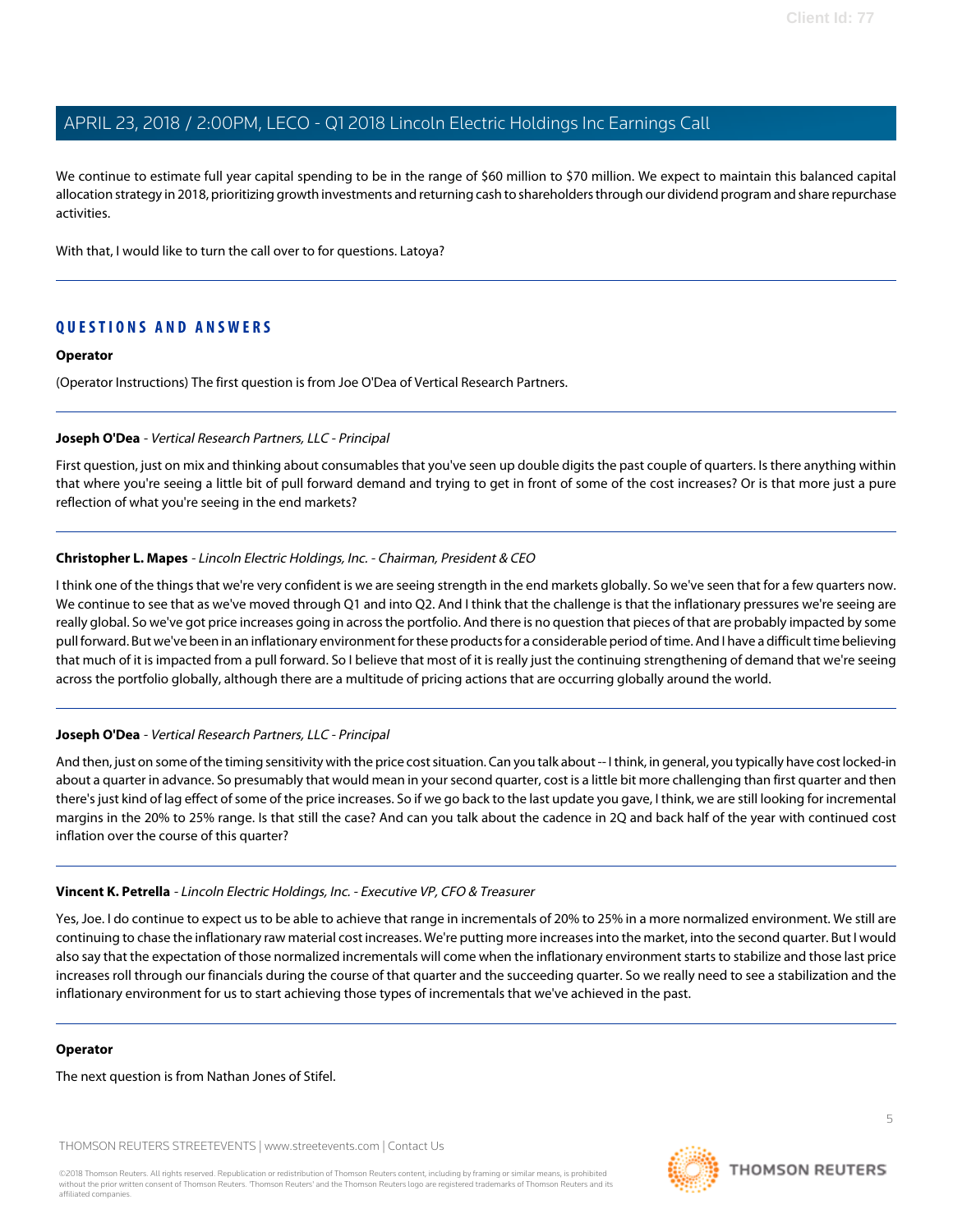We continue to estimate full year capital spending to be in the range of $60 million to $70 million. We expect to maintain this balanced capital allocation strategy in 2018, prioritizing growth investments and returning cash to shareholders through our dividend program and share repurchase activities.

With that, I would like to turn the call over to for questions. Latoya?

---

## QUESTIONS AND ANSWERS

**Operator**

(Operator Instructions) The first question is from Joe O'Dea of Vertical Research Partners.

---

**Joseph O'Dea** - *Vertical Research Partners, LLC - Principal*

First question, just on mix and thinking about consumables that you've seen up double digits the past couple of quarters. Is there anything within that where you're seeing a little bit of pull forward demand and trying to get in front of some of the cost increases? Or is that more just a pure reflection of what you're seeing in the end markets?

---

**Christopher L. Mapes** - *Lincoln Electric Holdings, Inc. - Chairman, President & CEO*

I think one of the things that we're very confident is we are seeing strength in the end markets globally. So we've seen that for a few quarters now. We continue to see that as we've moved through Q1 and into Q2. And I think that the challenge is that the inflationary pressures we're seeing are really global. So we've got price increases going in across the portfolio. And there is no question that pieces of that are probably impacted by some pull forward. But we've been in an inflationary environment for these products for a considerable period of time. And I have a difficult time believing that much of it is impacted from a pull forward. So I believe that most of it is really just the continuing strengthening of demand that we're seeing across the portfolio globally, although there are a multitude of pricing actions that are occurring globally around the world.

---

**Joseph O'Dea** - *Vertical Research Partners, LLC - Principal*

And then, just on some of the timing sensitivity with the price cost situation. Can you talk about -- I think, in general, you typically have cost locked-in about a quarter in advance. So presumably that would mean in your second quarter, cost is a little bit more challenging than first quarter and then there's just kind of lag effect of some of the price increases. So if we go back to the last update you gave, I think, we are still looking for incremental margins in the 20% to 25% range. Is that still the case? And can you talk about the cadence in 2Q and back half of the year with continued cost inflation over the course of this quarter?

---

**Vincent K. Petrella** - *Lincoln Electric Holdings, Inc. - Executive VP, CFO & Treasurer*

Yes, Joe. I do continue to expect us to be able to achieve that range in incrementals of 20% to 25% in a more normalized environment. We still are continuing to chase the inflationary raw material cost increases. We're putting more increases into the market, into the second quarter. But I would also say that the expectation of those normalized incrementals will come when the inflationary environment starts to stabilize and those last price increases roll through our financials during the course of that quarter and the succeeding quarter. So we really need to see a stabilization and the inflationary environment for us to start achieving those types of incrementals that we've achieved in the past.

---

**Operator**

The next question is from Nathan Jones of Stifel.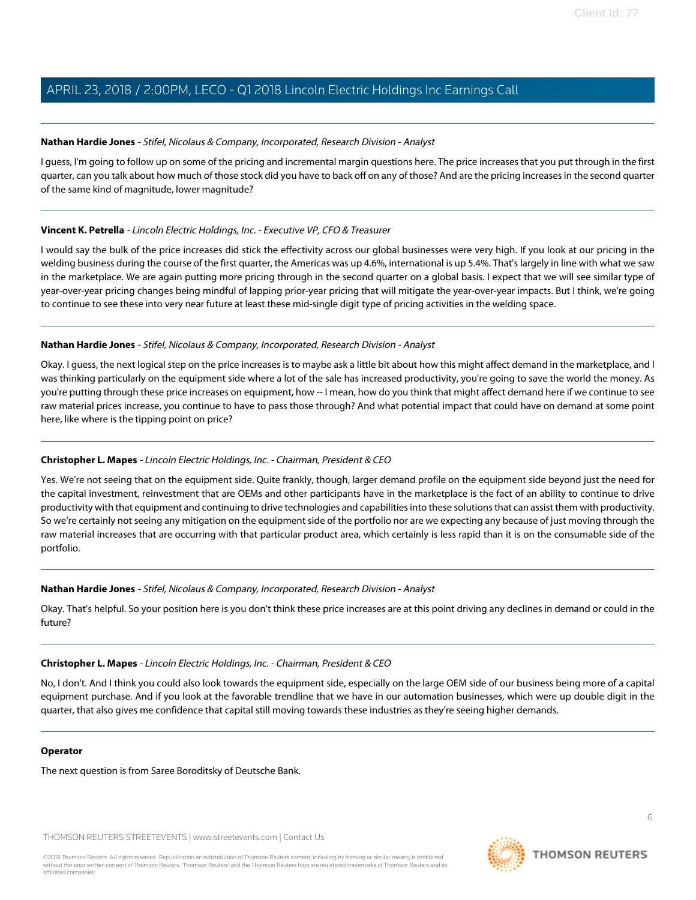**Nathan Hardie Jones** - *Stifel, Nicolaus & Company, Incorporated, Research Division - Analyst*

I guess, I'm going to follow up on some of the pricing and incremental margin questions here. The price increases that you put through in the first quarter, can you talk about how much of those stock did you have to back off on any of those? And are the pricing increases in the second quarter of the same kind of magnitude, lower magnitude?

---

**Vincent K. Petrella** - *Lincoln Electric Holdings, Inc. - Executive VP, CFO & Treasurer*

I would say the bulk of the price increases did stick the effectivity across our global businesses were very high. If you look at our pricing in the welding business during the course of the first quarter, the Americas was up 4.6%, international is up 5.4%. That's largely in line with what we saw in the marketplace. We are again putting more pricing through in the second quarter on a global basis. I expect that we will see similar type of year-over-year pricing changes being mindful of lapping prior-year pricing that will mitigate the year-over-year impacts. But I think, we're going to continue to see these into very near future at least these mid-single digit type of pricing activities in the welding space.

---

**Nathan Hardie Jones** - *Stifel, Nicolaus & Company, Incorporated, Research Division - Analyst*

Okay. I guess, the next logical step on the price increases is to maybe ask a little bit about how this might affect demand in the marketplace, and I was thinking particularly on the equipment side where a lot of the sale has increased productivity, you're going to save the world the money. As you're putting through these price increases on equipment, how -- I mean, how do you think that might affect demand here if we continue to see raw material prices increase, you continue to have to pass those through? And what potential impact that could have on demand at some point here, like where is the tipping point on price?

---

**Christopher L. Mapes** - *Lincoln Electric Holdings, Inc. - Chairman, President & CEO*

Yes. We're not seeing that on the equipment side. Quite frankly, though, larger demand profile on the equipment side beyond just the need for the capital investment, reinvestment that are OEMs and other participants have in the marketplace is the fact of an ability to continue to drive productivity with that equipment and continuing to drive technologies and capabilities into these solutions that can assist them with productivity. So we're certainly not seeing any mitigation on the equipment side of the portfolio nor are we expecting any because of just moving through the raw material increases that are occurring with that particular product area, which certainly is less rapid than it is on the consumable side of the portfolio.

---

**Nathan Hardie Jones** - *Stifel, Nicolaus & Company, Incorporated, Research Division - Analyst*

Okay. That's helpful. So your position here is you don't think these price increases are at this point driving any declines in demand or could in the future?

---

**Christopher L. Mapes** - *Lincoln Electric Holdings, Inc. - Chairman, President & CEO*

No, I don't. And I think you could also look towards the equipment side, especially on the large OEM side of our business being more of a capital equipment purchase. And if you look at the favorable trendline that we have in our automation businesses, which were up double digit in the quarter, that also gives me confidence that capital still moving towards these industries as they're seeing higher demands.

---

**Operator**

The next question is from Saree Boroditsky of Deutsche Bank.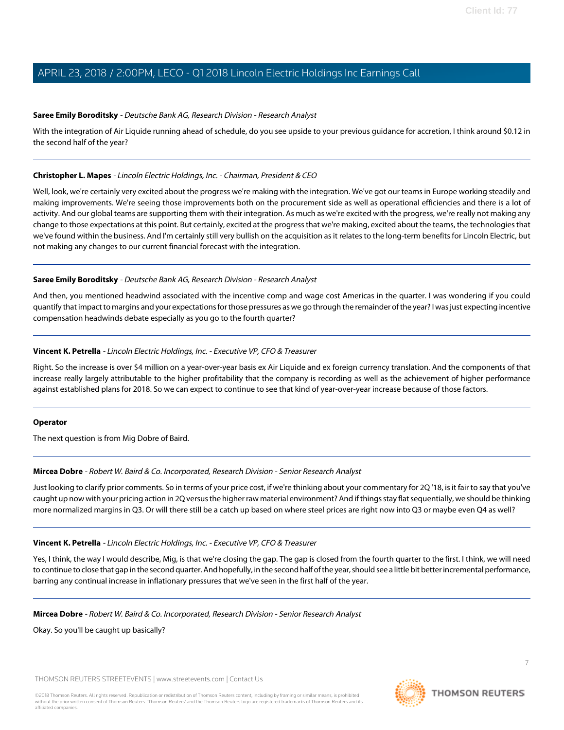**Saree Emily Boroditsky** - *Deutsche Bank AG, Research Division - Research Analyst*

With the integration of Air Liquide running ahead of schedule, do you see upside to your previous guidance for accretion, I think around $0.12 in the second half of the year?

---

**Christopher L. Mapes** - *Lincoln Electric Holdings, Inc. - Chairman, President & CEO*

Well, look, we're certainly very excited about the progress we're making with the integration. We've got our teams in Europe working steadily and making improvements. We're seeing those improvements both on the procurement side as well as operational efficiencies and there is a lot of activity. And our global teams are supporting them with their integration. As much as we're excited with the progress, we're really not making any change to those expectations at this point. But certainly, excited at the progress that we're making, excited about the teams, the technologies that we've found within the business. And I'm certainly still very bullish on the acquisition as it relates to the long-term benefits for Lincoln Electric, but not making any changes to our current financial forecast with the integration.

---

**Saree Emily Boroditsky** - *Deutsche Bank AG, Research Division - Research Analyst*

And then, you mentioned headwind associated with the incentive comp and wage cost Americas in the quarter. I was wondering if you could quantify that impact to margins and your expectations for those pressures as we go through the remainder of the year? I was just expecting incentive compensation headwinds debate especially as you go to the fourth quarter?

---

**Vincent K. Petrella** - *Lincoln Electric Holdings, Inc. - Executive VP, CFO & Treasurer*

Right. So the increase is over $4 million on a year-over-year basis ex Air Liquide and ex foreign currency translation. And the components of that increase really largely attributable to the higher profitability that the company is recording as well as the achievement of higher performance against established plans for 2018. So we can expect to continue to see that kind of year-over-year increase because of those factors.

---

**Operator**

The next question is from Mig Dobre of Baird.

---

**Mircea Dobre** - *Robert W. Baird & Co. Incorporated, Research Division - Senior Research Analyst*

Just looking to clarify prior comments. So in terms of your price cost, if we're thinking about your commentary for 2Q '18, is it fair to say that you've caught up now with your pricing action in 2Q versus the higher raw material environment? And if things stay flat sequentially, we should be thinking more normalized margins in Q3. Or will there still be a catch up based on where steel prices are right now into Q3 or maybe even Q4 as well?

---

**Vincent K. Petrella** - *Lincoln Electric Holdings, Inc. - Executive VP, CFO & Treasurer*

Yes, I think, the way I would describe, Mig, is that we're closing the gap. The gap is closed from the fourth quarter to the first. I think, we will need to continue to close that gap in the second quarter. And hopefully, in the second half of the year, should see a little bit better incremental performance, barring any continual increase in inflationary pressures that we've seen in the first half of the year.

---

**Mircea Dobre** - *Robert W. Baird & Co. Incorporated, Research Division - Senior Research Analyst*

Okay. So you'll be caught up basically?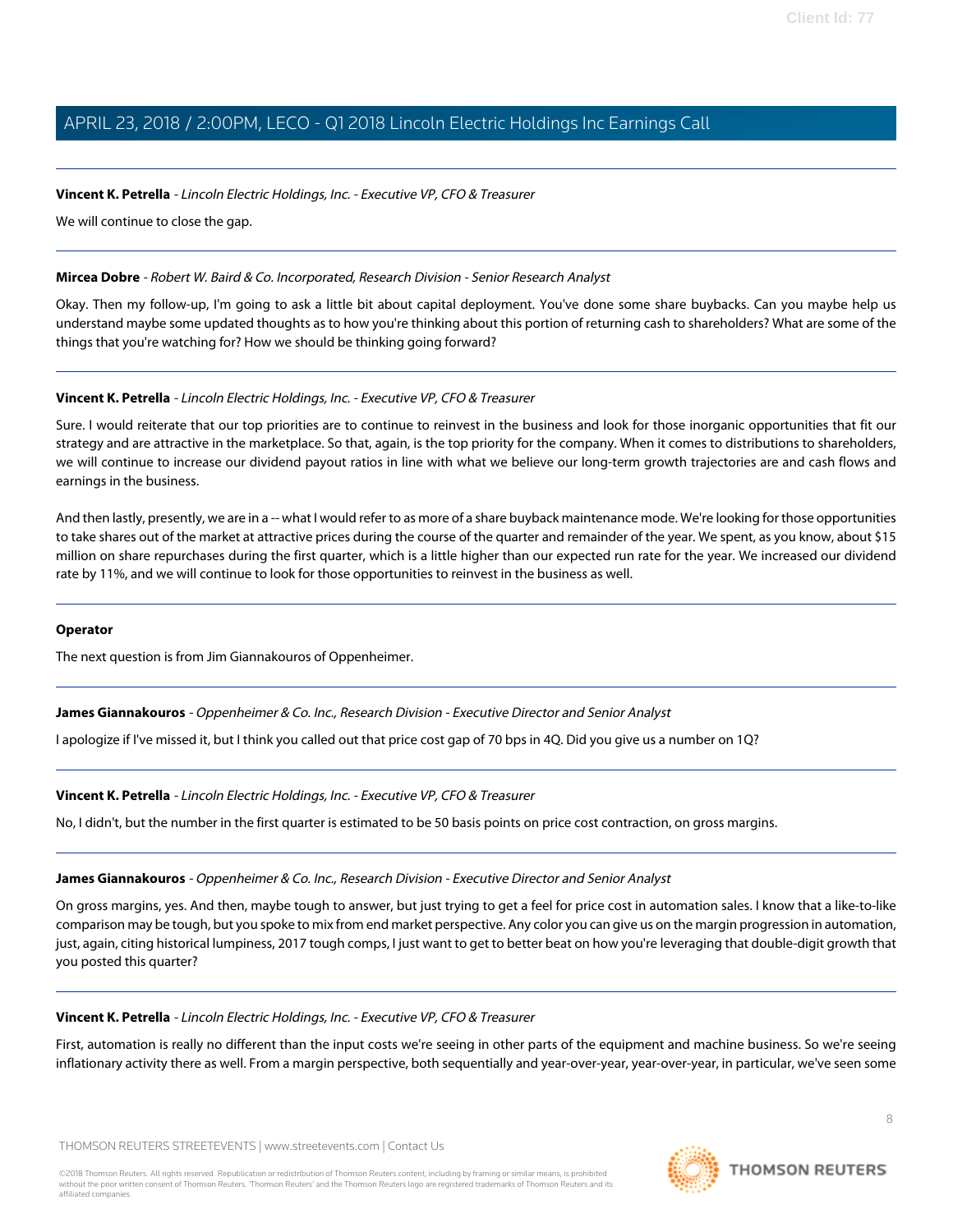**Vincent K. Petrella** - *Lincoln Electric Holdings, Inc. - Executive VP, CFO & Treasurer*

We will continue to close the gap.

---

**Mircea Dobre** - *Robert W. Baird & Co. Incorporated, Research Division - Senior Research Analyst*

Okay. Then my follow-up, I'm going to ask a little bit about capital deployment. You've done some share buybacks. Can you maybe help us understand maybe some updated thoughts as to how you're thinking about this portion of returning cash to shareholders? What are some of the things that you're watching for? How we should be thinking going forward?

---

**Vincent K. Petrella** - *Lincoln Electric Holdings, Inc. - Executive VP, CFO & Treasurer*

Sure. I would reiterate that our top priorities are to continue to reinvest in the business and look for those inorganic opportunities that fit our strategy and are attractive in the marketplace. So that, again, is the top priority for the company. When it comes to distributions to shareholders, we will continue to increase our dividend payout ratios in line with what we believe our long-term growth trajectories are and cash flows and earnings in the business.

And then lastly, presently, we are in a -- what I would refer to as more of a share buyback maintenance mode. We're looking for those opportunities to take shares out of the market at attractive prices during the course of the quarter and remainder of the year. We spent, as you know, about $15 million on share repurchases during the first quarter, which is a little higher than our expected run rate for the year. We increased our dividend rate by 11%, and we will continue to look for those opportunities to reinvest in the business as well.

---

**Operator**

The next question is from Jim Giannakouros of Oppenheimer.

---

**James Giannakouros** - *Oppenheimer & Co. Inc., Research Division - Executive Director and Senior Analyst*

I apologize if I've missed it, but I think you called out that price cost gap of 70 bps in 4Q. Did you give us a number on 1Q?

---

**Vincent K. Petrella** - *Lincoln Electric Holdings, Inc. - Executive VP, CFO & Treasurer*

No, I didn't, but the number in the first quarter is estimated to be 50 basis points on price cost contraction, on gross margins.

---

**James Giannakouros** - *Oppenheimer & Co. Inc., Research Division - Executive Director and Senior Analyst*

On gross margins, yes. And then, maybe tough to answer, but just trying to get a feel for price cost in automation sales. I know that a like-to-like comparison may be tough, but you spoke to mix from end market perspective. Any color you can give us on the margin progression in automation, just, again, citing historical lumpiness, 2017 tough comps, I just want to get to better beat on how you're leveraging that double-digit growth that you posted this quarter?

---

**Vincent K. Petrella** - *Lincoln Electric Holdings, Inc. - Executive VP, CFO & Treasurer*

First, automation is really no different than the input costs we're seeing in other parts of the equipment and machine business. So we're seeing inflationary activity there as well. From a margin perspective, both sequentially and year-over-year, year-over-year, in particular, we've seen some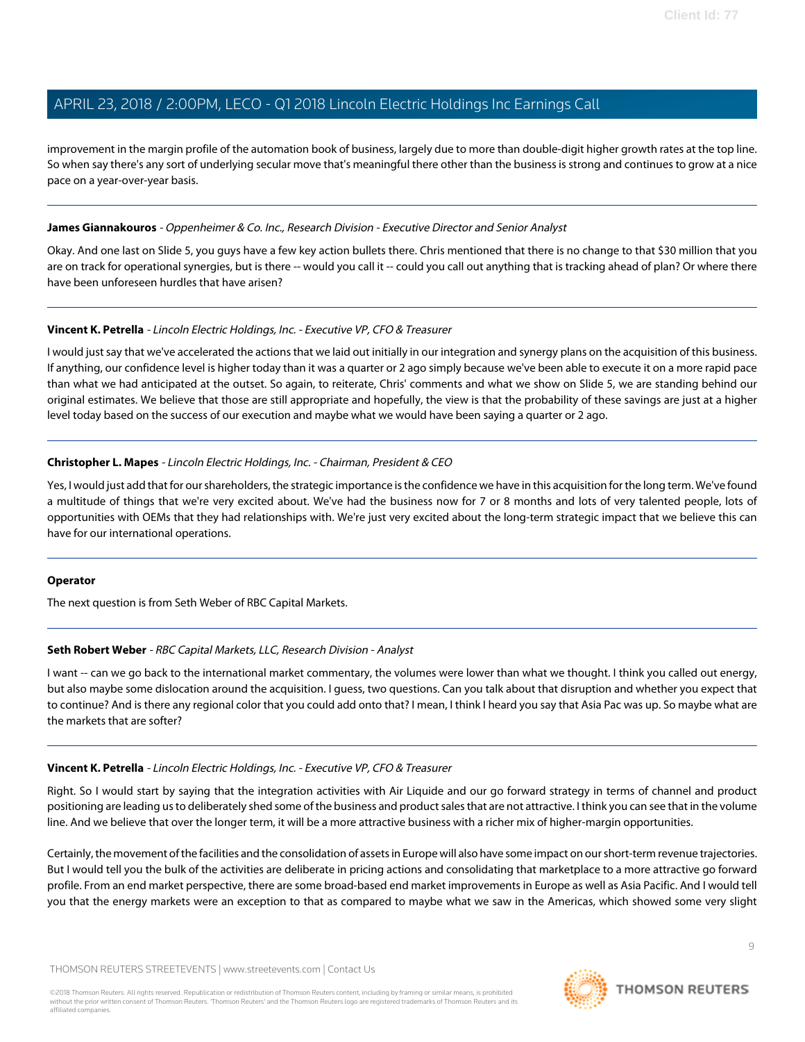improvement in the margin profile of the automation book of business, largely due to more than double-digit higher growth rates at the top line. So when say there's any sort of underlying secular move that's meaningful there other than the business is strong and continues to grow at a nice pace on a year-over-year basis.

---

**James Giannakouros** - *Oppenheimer & Co. Inc., Research Division - Executive Director and Senior Analyst*

Okay. And one last on Slide 5, you guys have a few key action bullets there. Chris mentioned that there is no change to that $30 million that you are on track for operational synergies, but is there -- would you call it -- could you call out anything that is tracking ahead of plan? Or where there have been unforeseen hurdles that have arisen?

---

**Vincent K. Petrella** - *Lincoln Electric Holdings, Inc. - Executive VP, CFO & Treasurer*

I would just say that we've accelerated the actions that we laid out initially in our integration and synergy plans on the acquisition of this business. If anything, our confidence level is higher today than it was a quarter or 2 ago simply because we've been able to execute it on a more rapid pace than what we had anticipated at the outset. So again, to reiterate, Chris' comments and what we show on Slide 5, we are standing behind our original estimates. We believe that those are still appropriate and hopefully, the view is that the probability of these savings are just at a higher level today based on the success of our execution and maybe what we would have been saying a quarter or 2 ago.

---

**Christopher L. Mapes** - *Lincoln Electric Holdings, Inc. - Chairman, President & CEO*

Yes, I would just add that for our shareholders, the strategic importance is the confidence we have in this acquisition for the long term. We've found a multitude of things that we're very excited about. We've had the business now for 7 or 8 months and lots of very talented people, lots of opportunities with OEMs that they had relationships with. We're just very excited about the long-term strategic impact that we believe this can have for our international operations.

---

**Operator**

The next question is from Seth Weber of RBC Capital Markets.

---

**Seth Robert Weber** - *RBC Capital Markets, LLC, Research Division - Analyst*

I want -- can we go back to the international market commentary, the volumes were lower than what we thought. I think you called out energy, but also maybe some dislocation around the acquisition. I guess, two questions. Can you talk about that disruption and whether you expect that to continue? And is there any regional color that you could add onto that? I mean, I think I heard you say that Asia Pac was up. So maybe what are the markets that are softer?

---

**Vincent K. Petrella** - *Lincoln Electric Holdings, Inc. - Executive VP, CFO & Treasurer*

Right. So I would start by saying that the integration activities with Air Liquide and our go forward strategy in terms of channel and product positioning are leading us to deliberately shed some of the business and product sales that are not attractive. I think you can see that in the volume line. And we believe that over the longer term, it will be a more attractive business with a richer mix of higher-margin opportunities.

Certainly, the movement of the facilities and the consolidation of assets in Europe will also have some impact on our short-term revenue trajectories. But I would tell you the bulk of the activities are deliberate in pricing actions and consolidating that marketplace to a more attractive go forward profile. From an end market perspective, there are some broad-based end market improvements in Europe as well as Asia Pacific. And I would tell you that the energy markets were an exception to that as compared to maybe what we saw in the Americas, which showed some very slight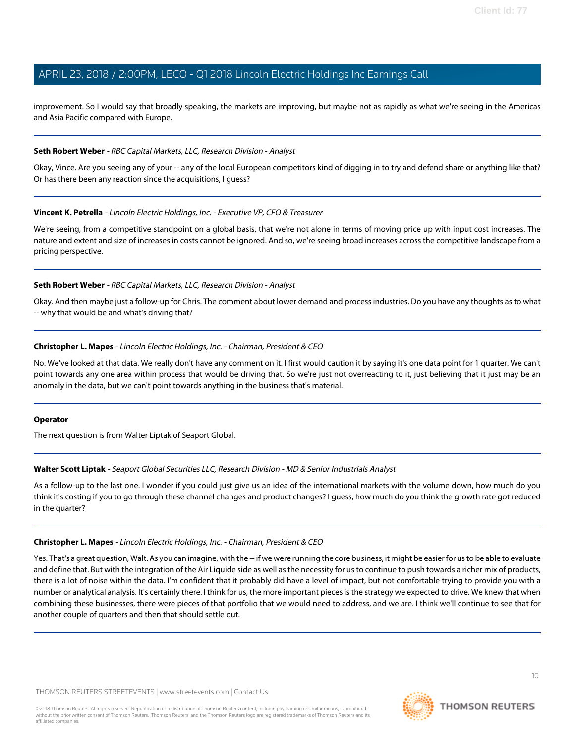improvement. So I would say that broadly speaking, the markets are improving, but maybe not as rapidly as what we're seeing in the Americas and Asia Pacific compared with Europe.

---

**Seth Robert Weber** - *RBC Capital Markets, LLC, Research Division - Analyst*

Okay, Vince. Are you seeing any of your -- any of the local European competitors kind of digging in to try and defend share or anything like that? Or has there been any reaction since the acquisitions, I guess?

---

**Vincent K. Petrella** - *Lincoln Electric Holdings, Inc. - Executive VP, CFO & Treasurer*

We're seeing, from a competitive standpoint on a global basis, that we're not alone in terms of moving price up with input cost increases. The nature and extent and size of increases in costs cannot be ignored. And so, we're seeing broad increases across the competitive landscape from a pricing perspective.

---

**Seth Robert Weber** - *RBC Capital Markets, LLC, Research Division - Analyst*

Okay. And then maybe just a follow-up for Chris. The comment about lower demand and process industries. Do you have any thoughts as to what -- why that would be and what's driving that?

---

**Christopher L. Mapes** - *Lincoln Electric Holdings, Inc. - Chairman, President & CEO*

No. We've looked at that data. We really don't have any comment on it. I first would caution it by saying it's one data point for 1 quarter. We can't point towards any one area within process that would be driving that. So we're just not overreacting to it, just believing that it just may be an anomaly in the data, but we can't point towards anything in the business that's material.

---

**Operator**

The next question is from Walter Liptak of Seaport Global.

---

**Walter Scott Liptak** - *Seaport Global Securities LLC, Research Division - MD & Senior Industrials Analyst*

As a follow-up to the last one. I wonder if you could just give us an idea of the international markets with the volume down, how much do you think it's costing if you to go through these channel changes and product changes? I guess, how much do you think the growth rate got reduced in the quarter?

---

**Christopher L. Mapes** - *Lincoln Electric Holdings, Inc. - Chairman, President & CEO*

Yes. That's a great question, Walt. As you can imagine, with the -- if we were running the core business, it might be easier for us to be able to evaluate and define that. But with the integration of the Air Liquide side as well as the necessity for us to continue to push towards a richer mix of products, there is a lot of noise within the data. I'm confident that it probably did have a level of impact, but not comfortable trying to provide you with a number or analytical analysis. It's certainly there. I think for us, the more important pieces is the strategy we expected to drive. We knew that when combining these businesses, there were pieces of that portfolio that we would need to address, and we are. I think we'll continue to see that for another couple of quarters and then that should settle out.

---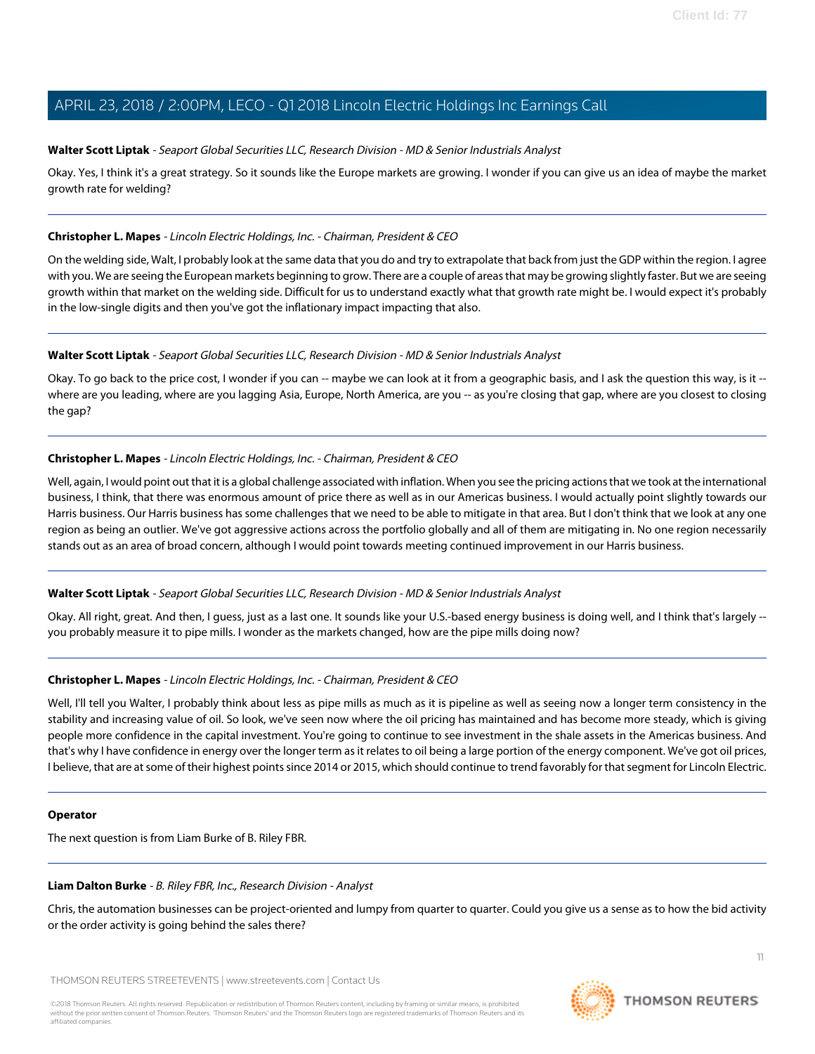**Walter Scott Liptak** - *Seaport Global Securities LLC, Research Division - MD & Senior Industrials Analyst*

Okay. Yes, I think it's a great strategy. So it sounds like the Europe markets are growing. I wonder if you can give us an idea of maybe the market growth rate for welding?

---

**Christopher L. Mapes** - *Lincoln Electric Holdings, Inc. - Chairman, President & CEO*

On the welding side, Walt, I probably look at the same data that you do and try to extrapolate that back from just the GDP within the region. I agree with you. We are seeing the European markets beginning to grow. There are a couple of areas that may be growing slightly faster. But we are seeing growth within that market on the welding side. Difficult for us to understand exactly what that growth rate might be. I would expect it's probably in the low-single digits and then you've got the inflationary impact impacting that also.

---

**Walter Scott Liptak** - *Seaport Global Securities LLC, Research Division - MD & Senior Industrials Analyst*

Okay. To go back to the price cost, I wonder if you can -- maybe we can look at it from a geographic basis, and I ask the question this way, is it -- where are you leading, where are you lagging Asia, Europe, North America, are you -- as you're closing that gap, where are you closest to closing the gap?

---

**Christopher L. Mapes** - *Lincoln Electric Holdings, Inc. - Chairman, President & CEO*

Well, again, I would point out that it is a global challenge associated with inflation. When you see the pricing actions that we took at the international business, I think, that there was enormous amount of price there as well as in our Americas business. I would actually point slightly towards our Harris business. Our Harris business has some challenges that we need to be able to mitigate in that area. But I don't think that we look at any one region as being an outlier. We've got aggressive actions across the portfolio globally and all of them are mitigating in. No one region necessarily stands out as an area of broad concern, although I would point towards meeting continued improvement in our Harris business.

---

**Walter Scott Liptak** - *Seaport Global Securities LLC, Research Division - MD & Senior Industrials Analyst*

Okay. All right, great. And then, I guess, just as a last one. It sounds like your U.S.-based energy business is doing well, and I think that's largely -- you probably measure it to pipe mills. I wonder as the markets changed, how are the pipe mills doing now?

---

**Christopher L. Mapes** - *Lincoln Electric Holdings, Inc. - Chairman, President & CEO*

Well, I'll tell you Walter, I probably think about less as pipe mills as much as it is pipeline as well as seeing now a longer term consistency in the stability and increasing value of oil. So look, we've seen now where the oil pricing has maintained and has become more steady, which is giving people more confidence in the capital investment. You're going to continue to see investment in the shale assets in the Americas business. And that's why I have confidence in energy over the longer term as it relates to oil being a large portion of the energy component. We've got oil prices, I believe, that are at some of their highest points since 2014 or 2015, which should continue to trend favorably for that segment for Lincoln Electric.

---

**Operator**

The next question is from Liam Burke of B. Riley FBR.

---

**Liam Dalton Burke** - *B. Riley FBR, Inc., Research Division - Analyst*

Chris, the automation businesses can be project-oriented and lumpy from quarter to quarter. Could you give us a sense as to how the bid activity or the order activity is going behind the sales there?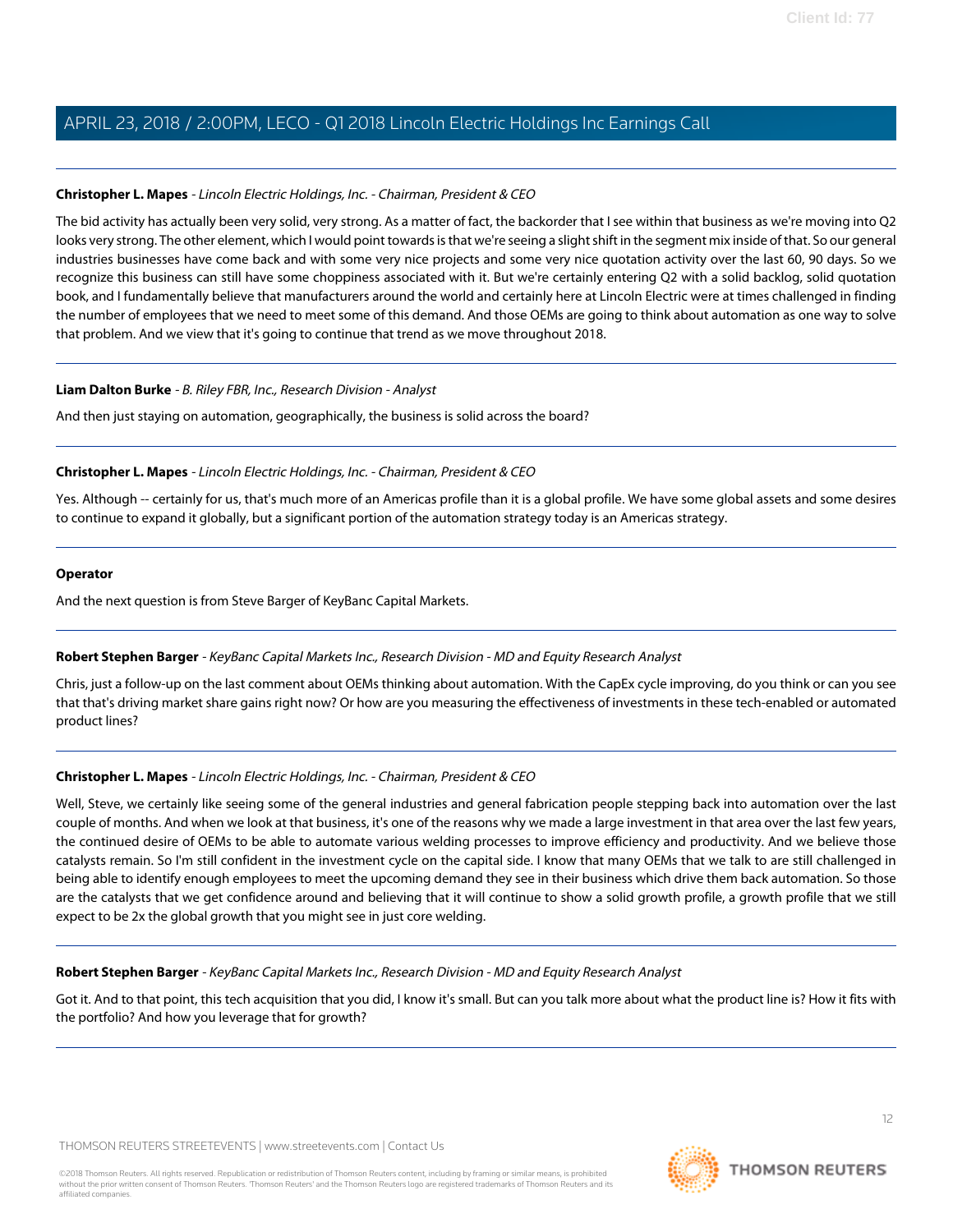**Christopher L. Mapes** - *Lincoln Electric Holdings, Inc. - Chairman, President & CEO*

The bid activity has actually been very solid, very strong. As a matter of fact, the backorder that I see within that business as we're moving into Q2 looks very strong. The other element, which I would point towards is that we're seeing a slight shift in the segment mix inside of that. So our general industries businesses have come back and with some very nice projects and some very nice quotation activity over the last 60, 90 days. So we recognize this business can still have some choppiness associated with it. But we're certainly entering Q2 with a solid backlog, solid quotation book, and I fundamentally believe that manufacturers around the world and certainly here at Lincoln Electric were at times challenged in finding the number of employees that we need to meet some of this demand. And those OEMs are going to think about automation as one way to solve that problem. And we view that it's going to continue that trend as we move throughout 2018.

---

**Liam Dalton Burke** - *B. Riley FBR, Inc., Research Division - Analyst*

And then just staying on automation, geographically, the business is solid across the board?

---

**Christopher L. Mapes** - *Lincoln Electric Holdings, Inc. - Chairman, President & CEO*

Yes. Although -- certainly for us, that's much more of an Americas profile than it is a global profile. We have some global assets and some desires to continue to expand it globally, but a significant portion of the automation strategy today is an Americas strategy.

---

**Operator**

And the next question is from Steve Barger of KeyBanc Capital Markets.

---

**Robert Stephen Barger** - *KeyBanc Capital Markets Inc., Research Division - MD and Equity Research Analyst*

Chris, just a follow-up on the last comment about OEMs thinking about automation. With the CapEx cycle improving, do you think or can you see that that's driving market share gains right now? Or how are you measuring the effectiveness of investments in these tech-enabled or automated product lines?

---

**Christopher L. Mapes** - *Lincoln Electric Holdings, Inc. - Chairman, President & CEO*

Well, Steve, we certainly like seeing some of the general industries and general fabrication people stepping back into automation over the last couple of months. And when we look at that business, it's one of the reasons why we made a large investment in that area over the last few years, the continued desire of OEMs to be able to automate various welding processes to improve efficiency and productivity. And we believe those catalysts remain. So I'm still confident in the investment cycle on the capital side. I know that many OEMs that we talk to are still challenged in being able to identify enough employees to meet the upcoming demand they see in their business which drive them back automation. So those are the catalysts that we get confidence around and believing that it will continue to show a solid growth profile, a growth profile that we still expect to be 2x the global growth that you might see in just core welding.

---

**Robert Stephen Barger** - *KeyBanc Capital Markets Inc., Research Division - MD and Equity Research Analyst*

Got it. And to that point, this tech acquisition that you did, I know it's small. But can you talk more about what the product line is? How it fits with the portfolio? And how you leverage that for growth?

---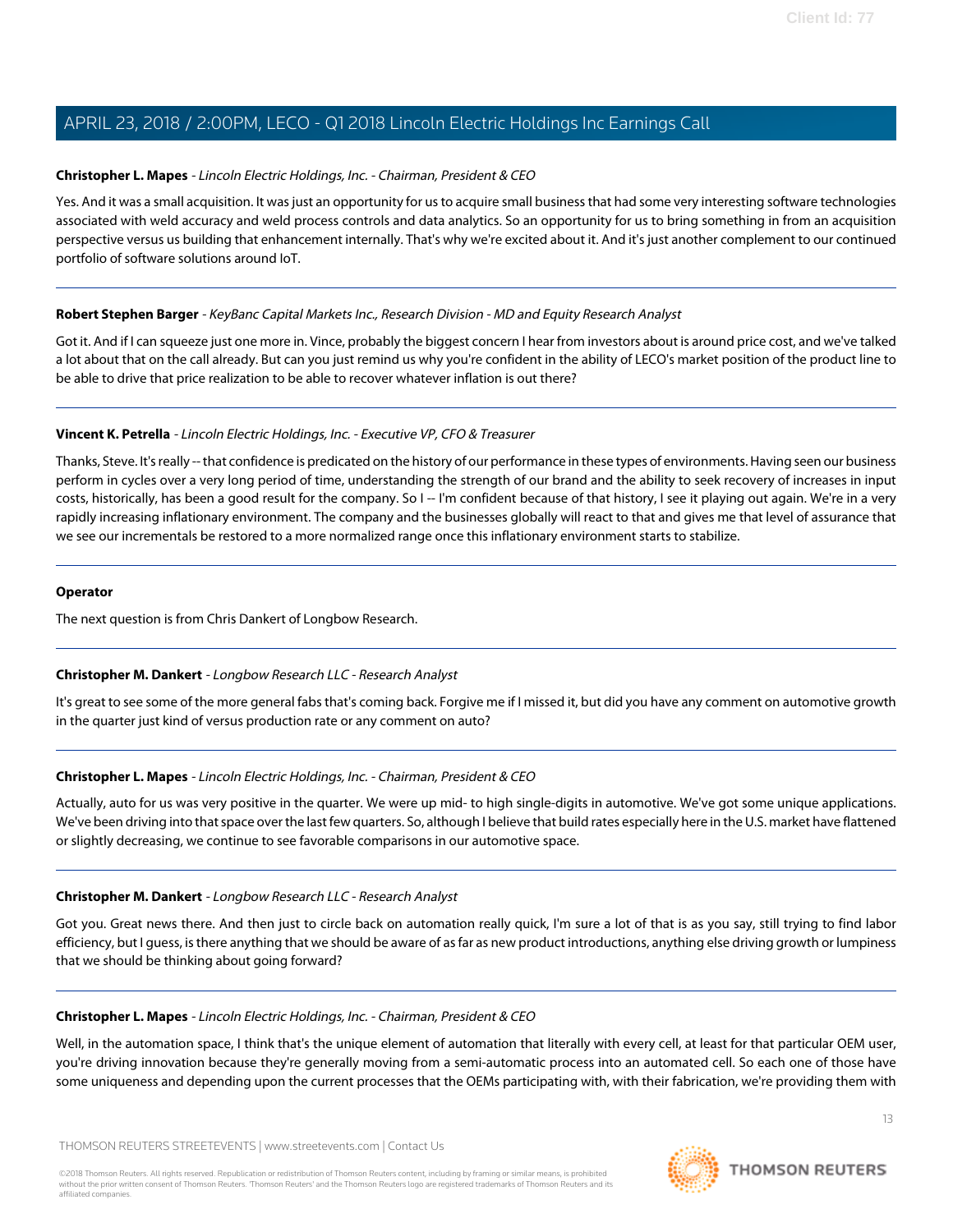**Christopher L. Mapes** - *Lincoln Electric Holdings, Inc. - Chairman, President & CEO*

Yes. And it was a small acquisition. It was just an opportunity for us to acquire small business that had some very interesting software technologies associated with weld accuracy and weld process controls and data analytics. So an opportunity for us to bring something in from an acquisition perspective versus us building that enhancement internally. That's why we're excited about it. And it's just another complement to our continued portfolio of software solutions around IoT.

---

**Robert Stephen Barger** - *KeyBanc Capital Markets Inc., Research Division - MD and Equity Research Analyst*

Got it. And if I can squeeze just one more in. Vince, probably the biggest concern I hear from investors about is around price cost, and we've talked a lot about that on the call already. But can you just remind us why you're confident in the ability of LECO's market position of the product line to be able to drive that price realization to be able to recover whatever inflation is out there?

---

**Vincent K. Petrella** - *Lincoln Electric Holdings, Inc. - Executive VP, CFO & Treasurer*

Thanks, Steve. It's really -- that confidence is predicated on the history of our performance in these types of environments. Having seen our business perform in cycles over a very long period of time, understanding the strength of our brand and the ability to seek recovery of increases in input costs, historically, has been a good result for the company. So I -- I'm confident because of that history, I see it playing out again. We're in a very rapidly increasing inflationary environment. The company and the businesses globally will react to that and gives me that level of assurance that we see our incrementals be restored to a more normalized range once this inflationary environment starts to stabilize.

---

**Operator**

The next question is from Chris Dankert of Longbow Research.

---

**Christopher M. Dankert** - *Longbow Research LLC - Research Analyst*

It's great to see some of the more general fabs that's coming back. Forgive me if I missed it, but did you have any comment on automotive growth in the quarter just kind of versus production rate or any comment on auto?

---

**Christopher L. Mapes** - *Lincoln Electric Holdings, Inc. - Chairman, President & CEO*

Actually, auto for us was very positive in the quarter. We were up mid- to high single-digits in automotive. We've got some unique applications. We've been driving into that space over the last few quarters. So, although I believe that build rates especially here in the U.S. market have flattened or slightly decreasing, we continue to see favorable comparisons in our automotive space.

---

**Christopher M. Dankert** - *Longbow Research LLC - Research Analyst*

Got you. Great news there. And then just to circle back on automation really quick, I'm sure a lot of that is as you say, still trying to find labor efficiency, but I guess, is there anything that we should be aware of as far as new product introductions, anything else driving growth or lumpiness that we should be thinking about going forward?

---

**Christopher L. Mapes** - *Lincoln Electric Holdings, Inc. - Chairman, President & CEO*

Well, in the automation space, I think that's the unique element of automation that literally with every cell, at least for that particular OEM user, you're driving innovation because they're generally moving from a semi-automatic process into an automated cell. So each one of those have some uniqueness and depending upon the current processes that the OEMs participating with, with their fabrication, we're providing them with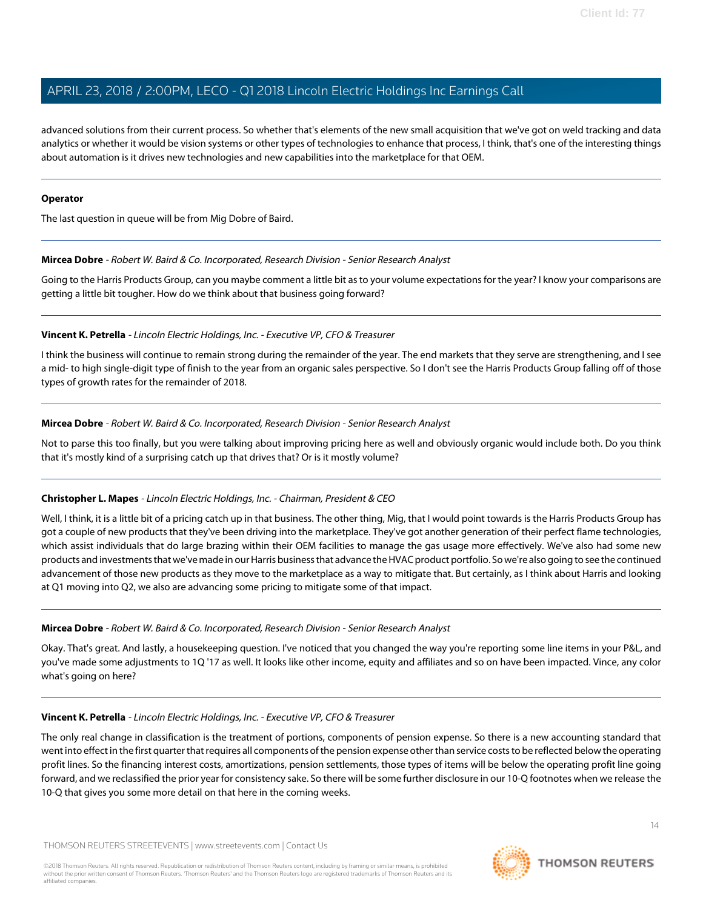advanced solutions from their current process. So whether that's elements of the new small acquisition that we've got on weld tracking and data analytics or whether it would be vision systems or other types of technologies to enhance that process, I think, that's one of the interesting things about automation is it drives new technologies and new capabilities into the marketplace for that OEM.

---

**Operator**

The last question in queue will be from Mig Dobre of Baird.

---

**Mircea Dobre** - *Robert W. Baird & Co. Incorporated, Research Division - Senior Research Analyst*

Going to the Harris Products Group, can you maybe comment a little bit as to your volume expectations for the year? I know your comparisons are getting a little bit tougher. How do we think about that business going forward?

---

**Vincent K. Petrella** - *Lincoln Electric Holdings, Inc. - Executive VP, CFO & Treasurer*

I think the business will continue to remain strong during the remainder of the year. The end markets that they serve are strengthening, and I see a mid- to high single-digit type of finish to the year from an organic sales perspective. So I don't see the Harris Products Group falling off of those types of growth rates for the remainder of 2018.

---

**Mircea Dobre** - *Robert W. Baird & Co. Incorporated, Research Division - Senior Research Analyst*

Not to parse this too finally, but you were talking about improving pricing here as well and obviously organic would include both. Do you think that it's mostly kind of a surprising catch up that drives that? Or is it mostly volume?

---

**Christopher L. Mapes** - *Lincoln Electric Holdings, Inc. - Chairman, President & CEO*

Well, I think, it is a little bit of a pricing catch up in that business. The other thing, Mig, that I would point towards is the Harris Products Group has got a couple of new products that they've been driving into the marketplace. They've got another generation of their perfect flame technologies, which assist individuals that do large brazing within their OEM facilities to manage the gas usage more effectively. We've also had some new products and investments that we've made in our Harris business that advance the HVAC product portfolio. So we're also going to see the continued advancement of those new products as they move to the marketplace as a way to mitigate that. But certainly, as I think about Harris and looking at Q1 moving into Q2, we also are advancing some pricing to mitigate some of that impact.

---

**Mircea Dobre** - *Robert W. Baird & Co. Incorporated, Research Division - Senior Research Analyst*

Okay. That's great. And lastly, a housekeeping question. I've noticed that you changed the way you're reporting some line items in your P&L, and you've made some adjustments to 1Q '17 as well. It looks like other income, equity and affiliates and so on have been impacted. Vince, any color what's going on here?

---

**Vincent K. Petrella** - *Lincoln Electric Holdings, Inc. - Executive VP, CFO & Treasurer*

The only real change in classification is the treatment of portions, components of pension expense. So there is a new accounting standard that went into effect in the first quarter that requires all components of the pension expense other than service costs to be reflected below the operating profit lines. So the financing interest costs, amortizations, pension settlements, those types of items will be below the operating profit line going forward, and we reclassified the prior year for consistency sake. So there will be some further disclosure in our 10-Q footnotes when we release the 10-Q that gives you some more detail on that here in the coming weeks.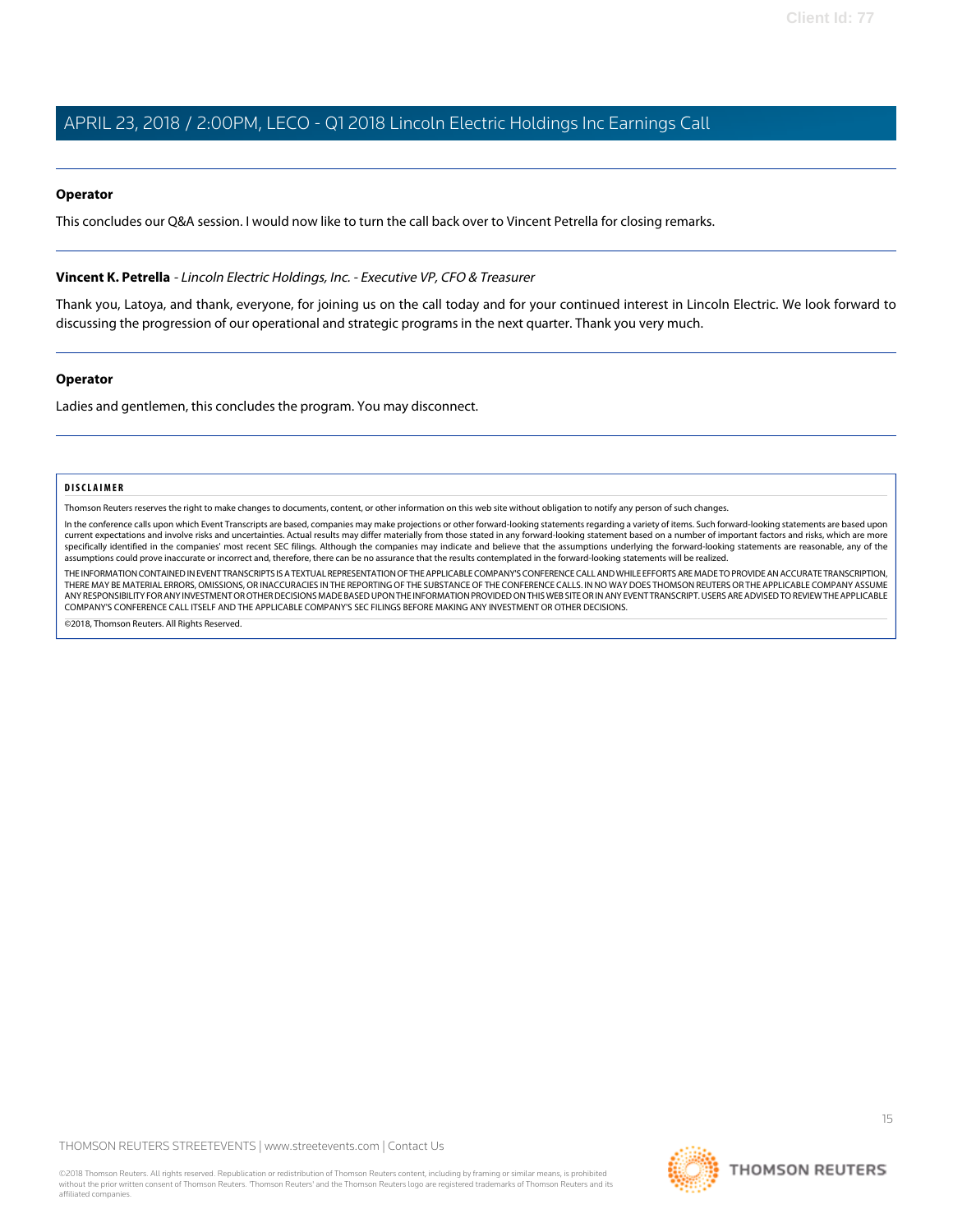**Operator**

This concludes our Q&A session. I would now like to turn the call back over to Vincent Petrella for closing remarks.

---

**Vincent K. Petrella** - *Lincoln Electric Holdings, Inc. - Executive VP, CFO & Treasurer*

Thank you, Latoya, and thank, everyone, for joining us on the call today and for your continued interest in Lincoln Electric. We look forward to discussing the progression of our operational and strategic programs in the next quarter. Thank you very much.

---

**Operator**

Ladies and gentlemen, this concludes the program. You may disconnect.

---

**DISCLAIMER**

Thomson Reuters reserves the right to make changes to documents, content, or other information on this web site without obligation to notify any person of such changes.

In the conference calls upon which Event Transcripts are based, companies may make projections or other forward-looking statements regarding a variety of items. Such forward-looking statements are based upon current expectations and involve risks and uncertainties. Actual results may differ materially from those stated in any forward-looking statement based on a number of important factors and risks, which are more specifically identified in the companies' most recent SEC filings. Although the companies may indicate and believe that the assumptions underlying the forward-looking statements are reasonable, any of the assumptions could prove inaccurate or incorrect and, therefore, there can be no assurance that the results contemplated in the forward-looking statements will be realized.

THE INFORMATION CONTAINED IN EVENT TRANSCRIPTS IS A TEXTUAL REPRESENTATION OF THE APPLICABLE COMPANY'S CONFERENCE CALL AND WHILE EFFORTS ARE MADE TO PROVIDE AN ACCURATE TRANSCRIPTION, THERE MAY BE MATERIAL ERRORS, OMISSIONS, OR INACCURACIES IN THE REPORTING OF THE SUBSTANCE OF THE CONFERENCE CALLS. IN NO WAY DOES THOMSON REUTERS OR THE APPLICABLE COMPANY ASSUME ANY RESPONSIBILITY FOR ANY INVESTMENT OR OTHER DECISIONS MADE BASED UPON THE INFORMATION PROVIDED ON THIS WEB SITE OR IN ANY EVENT TRANSCRIPT. USERS ARE ADVISED TO REVIEW THE APPLICABLE COMPANY'S CONFERENCE CALL ITSELF AND THE APPLICABLE COMPANY'S SEC FILINGS BEFORE MAKING ANY INVESTMENT OR OTHER DECISIONS.

©2018, Thomson Reuters. All Rights Reserved.